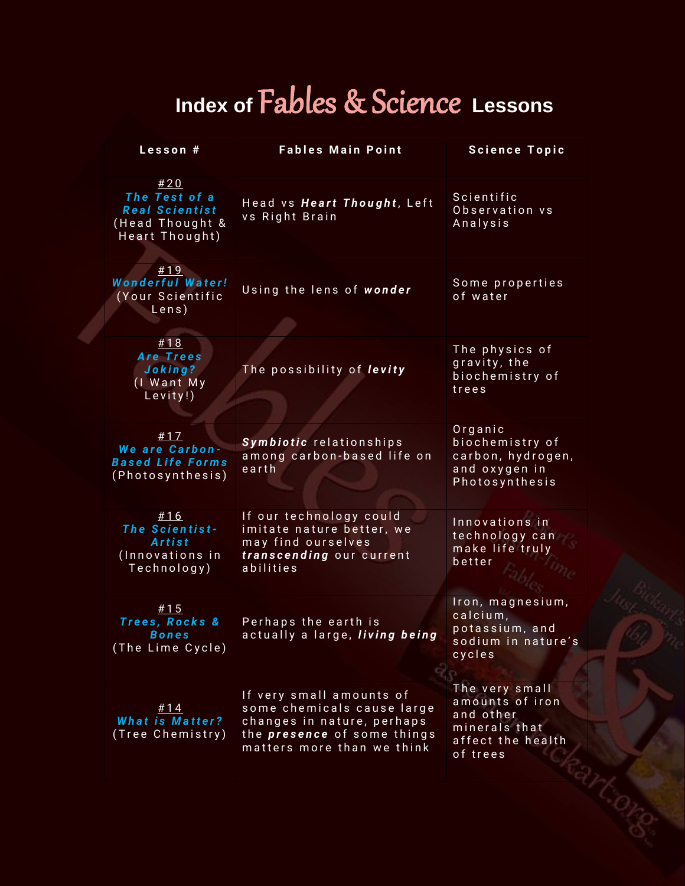# Index of Fables & Science Lessons

| Lesson # | Fables Main Point | Science Topic |
|---|---|---|
| #20 ***The Test of a Real Scientist*** (Head Thought & Heart Thought) | Head vs ***Heart Thought***, Left vs Right Brain | Scientific Observation vs Analysis |
| #19 ***Wonderful Water!*** (Your Scientific Lens) | Using the lens of ***wonder*** | Some properties of water |
| #18 ***Are Trees Joking?*** (I Want My Levity!) | The possibility of ***levity*** | The physics of gravity, the biochemistry of trees |
| #17 ***We are Carbon-Based Life Forms*** (Photosynthesis) | ***Symbiotic*** relationships among carbon-based life on earth | Organic biochemistry of carbon, hydrogen, and oxygen in Photosynthesis |
| #16 ***The Scientist-Artist*** (Innovations in Technology) | If our technology could imitate nature better, we may find ourselves ***transcending*** our current abilities | Innovations in technology can make life truly better |
| #15 ***Trees, Rocks & Bones*** (The Lime Cycle) | Perhaps the earth is actually a large, ***living being*** | Iron, magnesium, calcium, potassium, and sodium in nature's cycles |
| #14 ***What is Matter?*** (Tree Chemistry) | If very small amounts of some chemicals cause large changes in nature, perhaps the ***presence*** of some things matters more than we think | The very small amounts of iron and other minerals that affect the health of trees |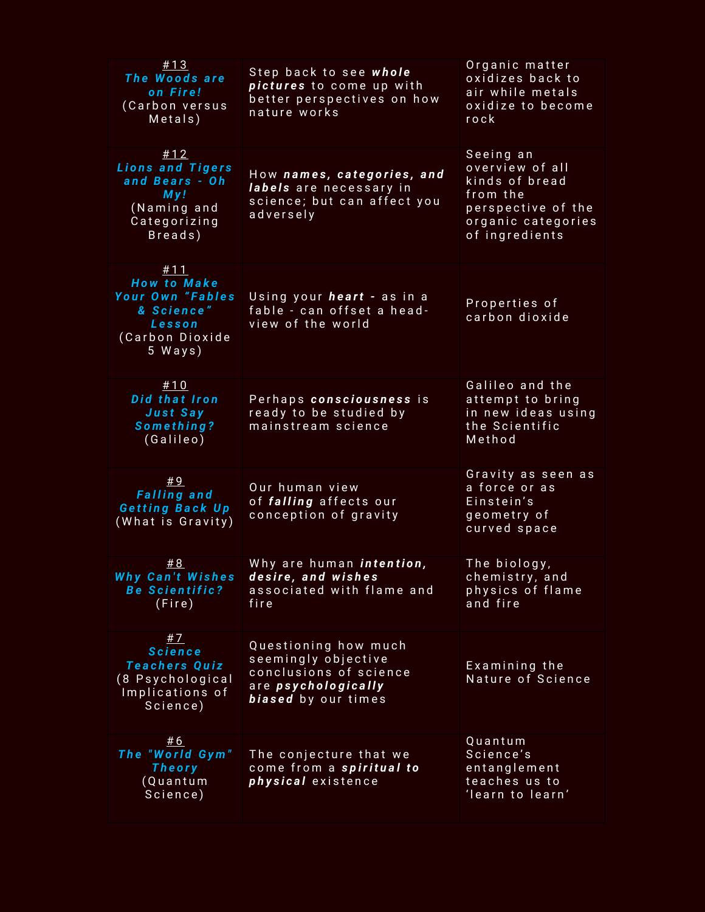| | | |
|---|---|---|
| #13 ***The Woods are on Fire!*** (Carbon versus Metals) | Step back to see ***whole pictures*** to come up with better perspectives on how nature works | Organic matter oxidizes back to air while metals oxidize to become rock |
| #12 ***Lions and Tigers and Bears - Oh My!*** (Naming and Categorizing Breads) | How ***names, categories, and labels*** are necessary in science; but can affect you adversely | Seeing an overview of all kinds of bread from the perspective of the organic categories of ingredients |
| #11 ***How to Make Your Own "Fables & Science" Lesson*** (Carbon Dioxide 5 Ways) | Using your ***heart*** - as in a fable - can offset a head-view of the world | Properties of carbon dioxide |
| #10 ***Did that Iron Just Say Something?*** (Galileo) | Perhaps ***consciousness*** is ready to be studied by mainstream science | Galileo and the attempt to bring in new ideas using the Scientific Method |
| #9 ***Falling and Getting Back Up*** (What is Gravity) | Our human view of ***falling*** affects our conception of gravity | Gravity as seen as a force or as Einstein's geometry of curved space |
| #8 ***Why Can't Wishes Be Scientific?*** (Fire) | Why are human ***intention, desire, and wishes*** associated with flame and fire | The biology, chemistry, and physics of flame and fire |
| #7 ***Science Teachers Quiz*** (8 Psychological Implications of Science) | Questioning how much seemingly objective conclusions of science are ***psychologically biased*** by our times | Examining the Nature of Science |
| #6 ***The "World Gym" Theory*** (Quantum Science) | The conjecture that we come from a ***spiritual to physical*** existence | Quantum Science's entanglement teaches us to 'learn to learn' |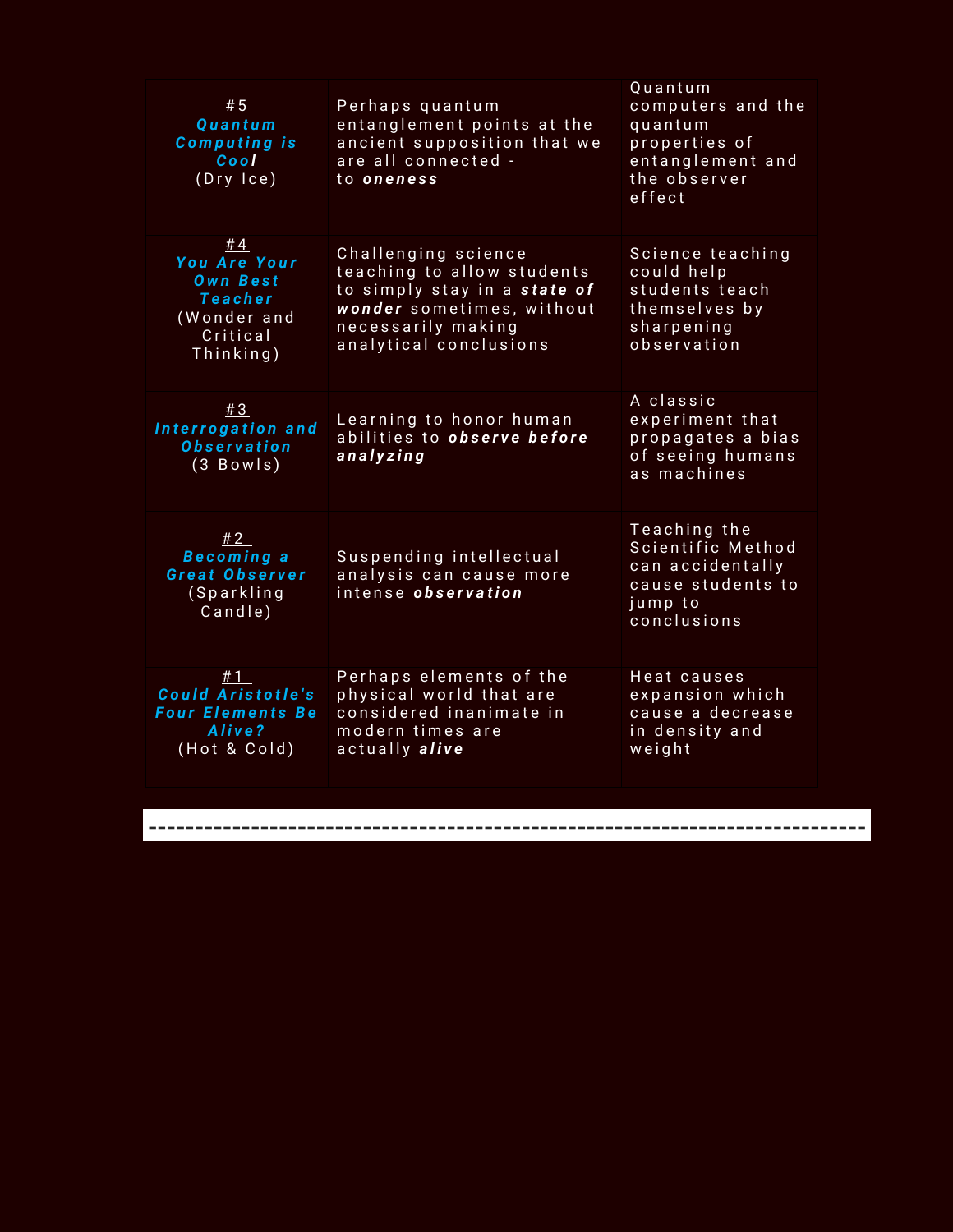| | | |
|---|---|---|
| #5 ***Quantum Computing is Cool*** (Dry Ice) | Perhaps quantum entanglement points at the ancient supposition that we are all connected - to ***oneness*** | Quantum computers and the quantum properties of entanglement and the observer effect |
| #4 ***You Are Your Own Best Teacher*** (Wonder and Critical Thinking) | Challenging science teaching to allow students to simply stay in a ***state of wonder*** sometimes, without necessarily making analytical conclusions | Science teaching could help students teach themselves by sharpening observation |
| #3 ***Interrogation and Observation*** (3 Bowls) | Learning to honor human abilities to ***observe before analyzing*** | A classic experiment that propagates a bias of seeing humans as machines |
| #2 ***Becoming a Great Observer*** (Sparkling Candle) | Suspending intellectual analysis can cause more intense ***observation*** | Teaching the Scientific Method can accidentally cause students to jump to conclusions |
| #1 ***Could Aristotle's Four Elements Be Alive?*** (Hot & Cold) | Perhaps elements of the physical world that are considered inanimate in modern times are actually ***alive*** | Heat causes expansion which cause a decrease in density and weight |

---